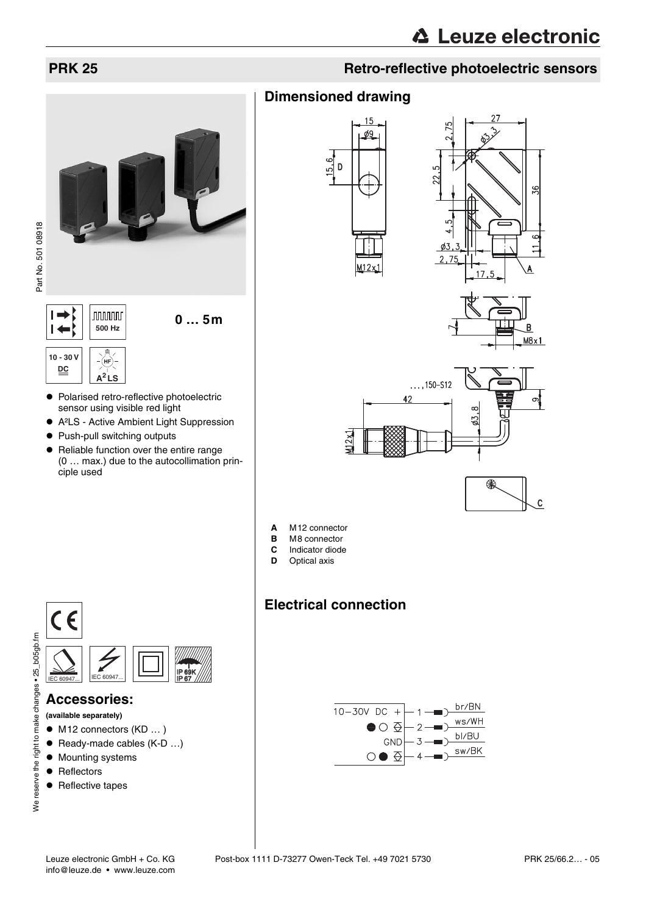# PRK 25

## Retro-reflective photoelectric sensors

0 … 5m

500 Hz

10 - 30 V DC

$A^2LS$

- Polarised retro-reflective photoelectric sensor using visible red light
- A²LS - Active Ambient Light Suppression
- Push-pull switching outputs
- Reliable function over the entire range (0 … max.) due to the autocollimation principle used

## Dimensioned drawing

- **A** M12 connector
- **B** M8 connector
- **C** Indicator diode
- **D** Optical axis

## Electrical connection

| | Pin | Wire |
|---|---|---|
| 10-30V DC + | 1 | br/BN |
| ● ○ | 2 | ws/WH |
| GND | 3 | bl/BU |
| ○ ● | 4 | sw/BK |

IEC 60947... IEC 60947... IP 69K IP 67

## Accessories:

**(available separately)**

- M12 connectors (KD … )
- Ready-made cables (K-D …)
- Mounting systems
- Reflectors
- Reflective tapes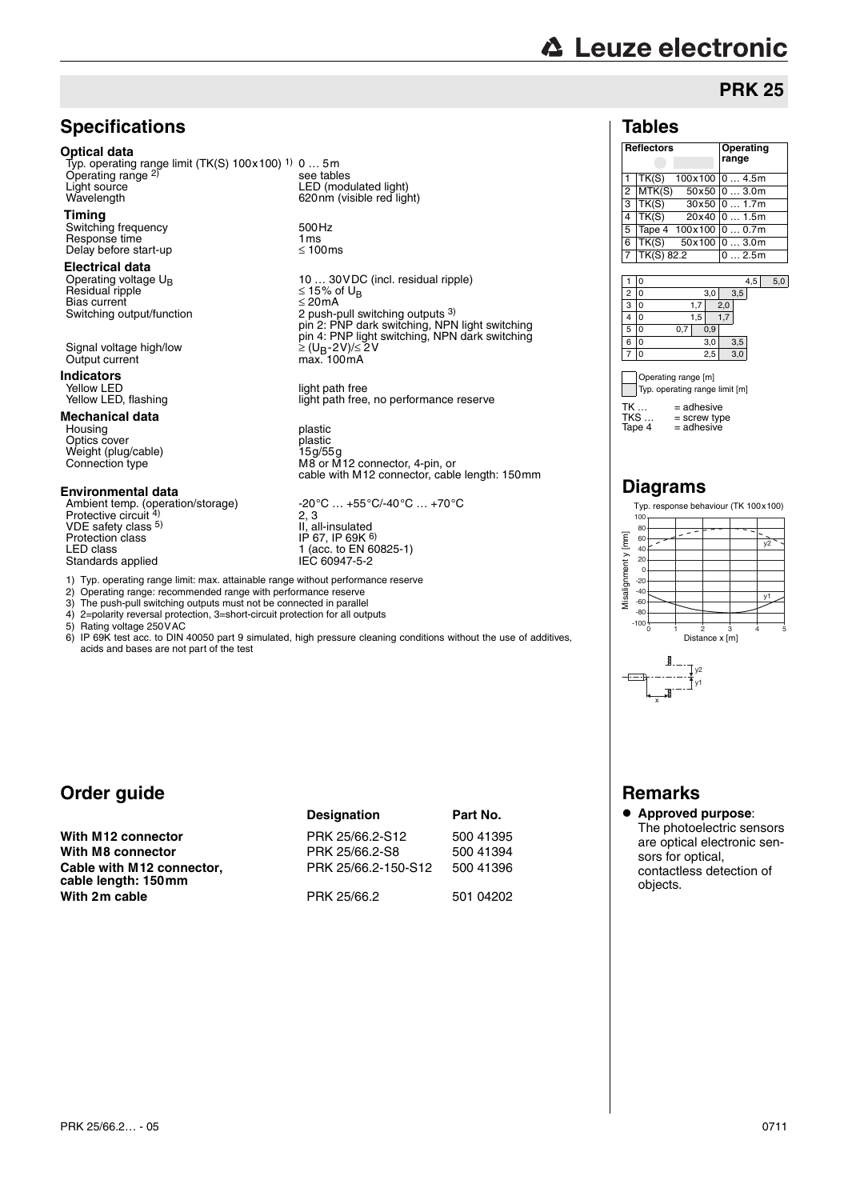## PRK 25

## Specifications

### Optical data

| | |
|---|---|
| Typ. operating range limit (TK(S) 100x100) [1] | 0 … 5m |
| Operating range [2] | see tables |
| Light source | LED (modulated light) |
| Wavelength | 620nm (visible red light) |

### Timing

| | |
|---|---|
| Switching frequency | 500Hz |
| Response time | 1ms |
| Delay before start-up | ≤ 100ms |

### Electrical data

| | |
|---|---|
| Operating voltage $U_B$ | 10 … 30VDC (incl. residual ripple) |
| Residual ripple | ≤ 15% of $U_B$ |
| Bias current | ≤ 20mA |
| Switching output/function | 2 push-pull switching outputs [3]<br>pin 2: PNP dark switching, NPN light switching<br>pin 4: PNP light switching, NPN dark switching |
| Signal voltage high/low | ≥ ($U_B$-2V)/≤ 2V |
| Output current | max. 100mA |

### Indicators

| | |
|---|---|
| Yellow LED | light path free |
| Yellow LED, flashing | light path free, no performance reserve |

### Mechanical data

| | |
|---|---|
| Housing | plastic |
| Optics cover | plastic |
| Weight (plug/cable) | 15g/55g |
| Connection type | M8 or M12 connector, 4-pin, or<br>cable with M12 connector, cable length: 150mm |

### Environmental data

| | |
|---|---|
| Ambient temp. (operation/storage) | -20°C … +55°C/-40°C … +70°C |
| Protective circuit [4] | 2, 3 |
| VDE safety class [5] | II, all-insulated |
| Protection class | IP 67, IP 69K [6] |
| LED class | 1 (acc. to EN 60825-1) |
| Standards applied | IEC 60947-5-2 |

1) Typ. operating range limit: max. attainable range without performance reserve
2) Operating range: recommended range with performance reserve
3) The push-pull switching outputs must not be connected in parallel
4) 2=polarity reversal protection, 3=short-circuit protection for all outputs
5) Rating voltage 250VAC
6) IP 69K test acc. to DIN 40050 part 9 simulated, high pressure cleaning conditions without the use of additives, acids and bases are not part of the test

## Tables

| | Reflectors | | Operating range |
|---|---|---|---|
| 1 | TK(S) | 100x100 | 0 … 4.5m |
| 2 | MTK(S) | 50x50 | 0 … 3.0m |
| 3 | TK(S) | 30x50 | 0 … 1.7m |
| 4 | TK(S) | 20x40 | 0 … 1.5m |
| 5 | Tape 4 | 100x100 | 0 … 0.7m |
| 6 | TK(S) | 50x100 | 0 … 3.0m |
| 7 | TK(S) 82.2 | | 0 … 2.5m |

1: 0, 4,5, 5,0
2: 0, 3,0, 3,5
3: 0, 1,7, 2,0
4: 0, 1,5, 1,7
5: 0, 0,7, 0,9
6: 0, 3,0, 3,5
7: 0, 2,5, 3,0

Operating range [m]
Typ. operating range limit [m]

TK … = adhesive
TKS … = screw type
Tape 4 = adhesive

## Diagrams

Typ. response behaviour (TK 100x100)

Misalignment y [mm]
100, 80, 60, 40, 20, 0, -20, -40, -60, -80, -100
y2
y1
0, 1, 2, 3, 4, 5
Distance x [m]

y2
y1
x

## Order guide

| | Designation | Part No. |
|---|---|---|
| **With M12 connector** | PRK 25/66.2-S12 | 500 41395 |
| **With M8 connector** | PRK 25/66.2-S8 | 500 41394 |
| **Cable with M12 connector, cable length: 150mm** | PRK 25/66.2-150-S12 | 500 41396 |
| **With 2m cable** | PRK 25/66.2 | 501 04202 |

## Remarks

- **Approved purpose**: The photoelectric sensors are optical electronic sensors for optical, contactless detection of objects.